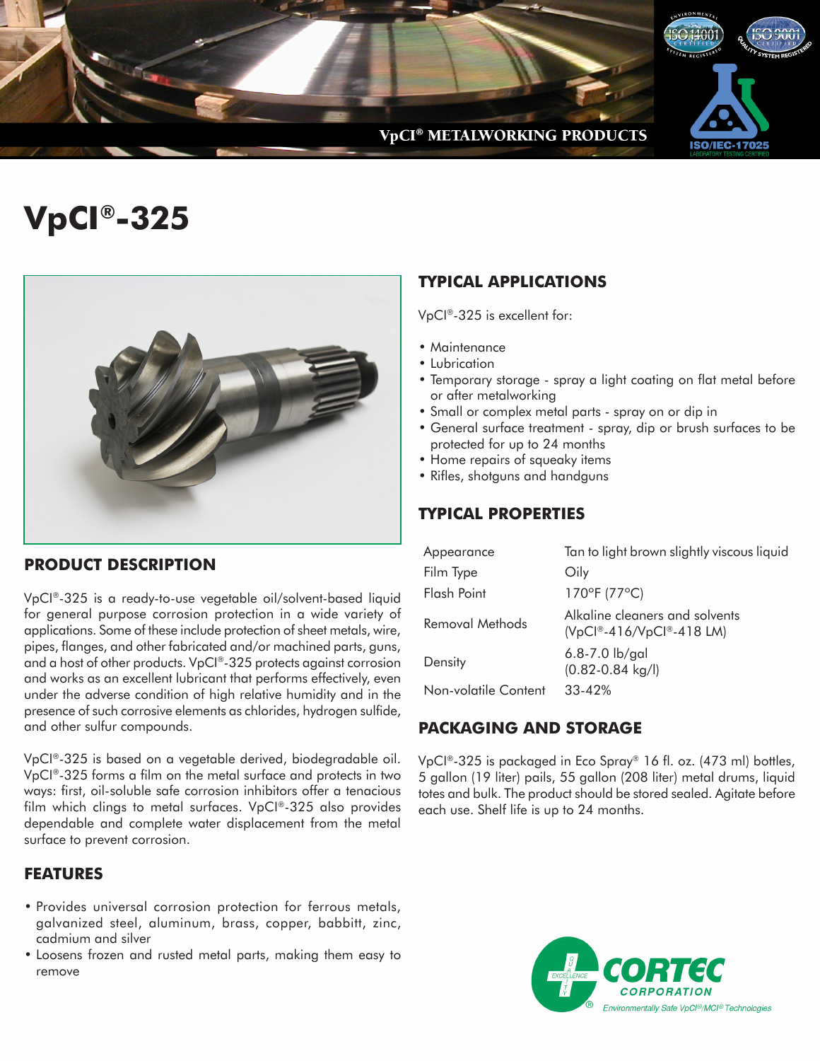VpCI® METALWORKING PRODUCTS

# VpCI®-325

## PRODUCT DESCRIPTION

VpCI®-325 is a ready-to-use vegetable oil/solvent-based liquid for general purpose corrosion protection in a wide variety of applications. Some of these include protection of sheet metals, wire, pipes, flanges, and other fabricated and/or machined parts, guns, and a host of other products. VpCI®-325 protects against corrosion and works as an excellent lubricant that performs effectively, even under the adverse condition of high relative humidity and in the presence of such corrosive elements as chlorides, hydrogen sulfide, and other sulfur compounds.

VpCI®-325 is based on a vegetable derived, biodegradable oil. VpCI®-325 forms a film on the metal surface and protects in two ways: first, oil-soluble safe corrosion inhibitors offer a tenacious film which clings to metal surfaces. VpCI®-325 also provides dependable and complete water displacement from the metal surface to prevent corrosion.

## FEATURES

- Provides universal corrosion protection for ferrous metals, galvanized steel, aluminum, brass, copper, babbitt, zinc, cadmium and silver
- Loosens frozen and rusted metal parts, making them easy to remove

## TYPICAL APPLICATIONS

VpCI®-325 is excellent for:

- Maintenance
- Lubrication
- Temporary storage - spray a light coating on flat metal before or after metalworking
- Small or complex metal parts - spray on or dip in
- General surface treatment - spray, dip or brush surfaces to be protected for up to 24 months
- Home repairs of squeaky items
- Rifles, shotguns and handguns

## TYPICAL PROPERTIES

| | |
|---|---|
| Appearance | Tan to light brown slightly viscous liquid |
| Film Type | Oily |
| Flash Point | 170°F (77°C) |
| Removal Methods | Alkaline cleaners and solvents (VpCI®-416/VpCI®-418 LM) |
| Density | 6.8-7.0 lb/gal (0.82-0.84 kg/l) |
| Non-volatile Content | 33-42% |

## PACKAGING AND STORAGE

VpCI®-325 is packaged in Eco Spray® 16 fl. oz. (473 ml) bottles, 5 gallon (19 liter) pails, 55 gallon (208 liter) metal drums, liquid totes and bulk. The product should be stored sealed. Agitate before each use. Shelf life is up to 24 months.

CORTEC CORPORATION
Environmentally Safe VpCI®/MCI® Technologies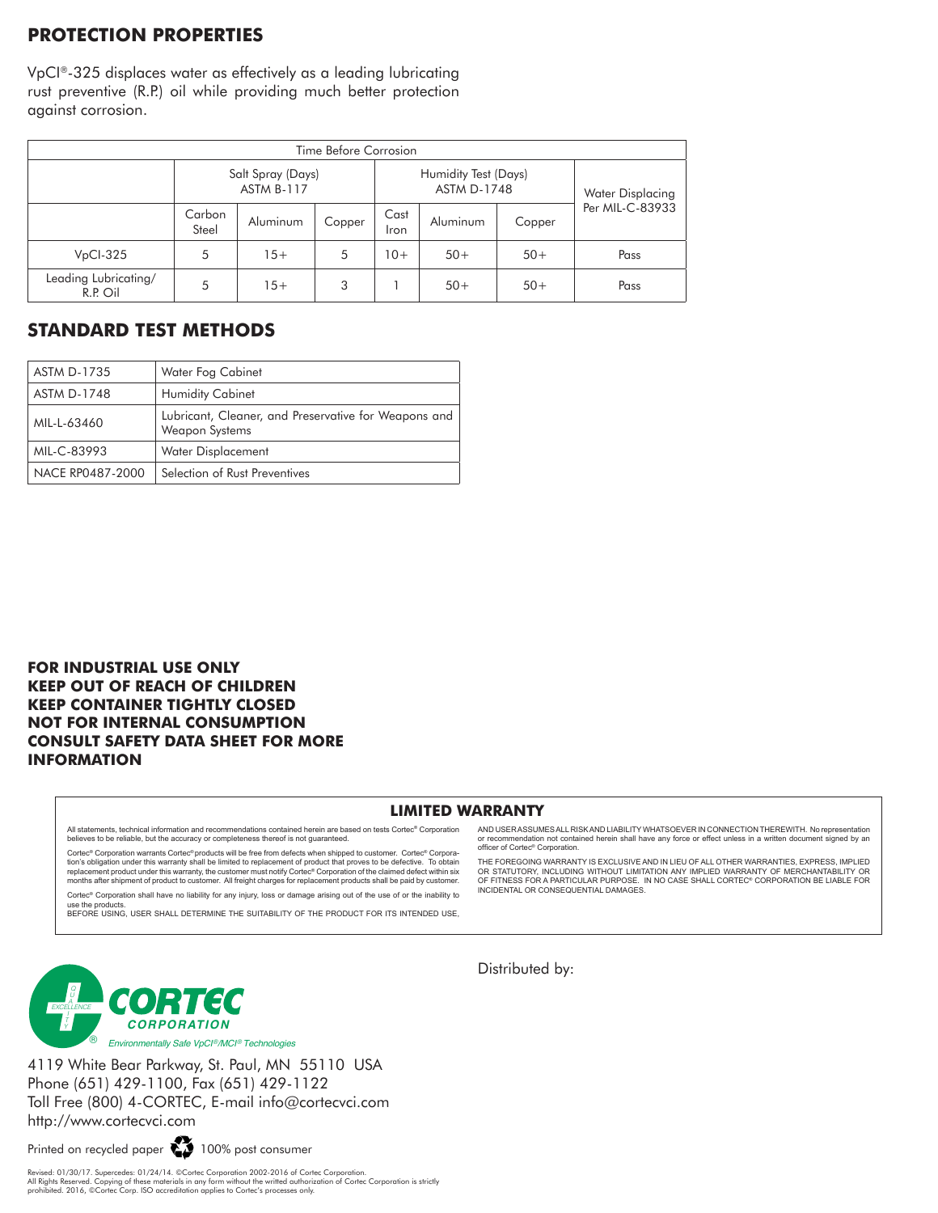## PROTECTION PROPERTIES

VpCI®-325 displaces water as effectively as a leading lubricating rust preventive (R.P.) oil while providing much better protection against corrosion.

| Time Before Corrosion | | | | | | | |
|---|---|---|---|---|---|---|---|
| | Salt Spray (Days) ASTM B-117 | | | Humidity Test (Days) ASTM D-1748 | | | Water Displacing Per MIL-C-83933 |
| | Carbon Steel | Aluminum | Copper | Cast Iron | Aluminum | Copper | |
| VpCI-325 | 5 | 15+ | 5 | 10+ | 50+ | 50+ | Pass |
| Leading Lubricating/ R.P. Oil | 5 | 15+ | 3 | 1 | 50+ | 50+ | Pass |

## STANDARD TEST METHODS

| | |
|---|---|
| ASTM D-1735 | Water Fog Cabinet |
| ASTM D-1748 | Humidity Cabinet |
| MIL-L-63460 | Lubricant, Cleaner, and Preservative for Weapons and Weapon Systems |
| MIL-C-83993 | Water Displacement |
| NACE RP0487-2000 | Selection of Rust Preventives |

**FOR INDUSTRIAL USE ONLY**
**KEEP OUT OF REACH OF CHILDREN**
**KEEP CONTAINER TIGHTLY CLOSED**
**NOT FOR INTERNAL CONSUMPTION**
**CONSULT SAFETY DATA SHEET FOR MORE INFORMATION**

### LIMITED WARRANTY

All statements, technical information and recommendations contained herein are based on tests Cortec® Corporation believes to be reliable, but the accuracy or completeness thereof is not guaranteed.

Cortec® Corporation warrants Cortec® products will be free from defects when shipped to customer. Cortec® Corporation's obligation under this warranty shall be limited to replacement of product that proves to be defective. To obtain replacement product under this warranty, the customer must notify Cortec® Corporation of the claimed defect within six months after shipment of product to customer. All freight charges for replacement products shall be paid by customer.

Cortec® Corporation shall have no liability for any injury, loss or damage arising out of the use of or the inability to use the products.

BEFORE USING, USER SHALL DETERMINE THE SUITABILITY OF THE PRODUCT FOR ITS INTENDED USE, AND USER ASSUMES ALL RISK AND LIABILITY WHATSOEVER IN CONNECTION THEREWITH. No representation or recommendation not contained herein shall have any force or effect unless in a written document signed by an officer of Cortec® Corporation.

THE FOREGOING WARRANTY IS EXCLUSIVE AND IN LIEU OF ALL OTHER WARRANTIES, EXPRESS, IMPLIED OR STATUTORY, INCLUDING WITHOUT LIMITATION ANY IMPLIED WARRANTY OF MERCHANTABILITY OR OF FITNESS FOR A PARTICULAR PURPOSE. IN NO CASE SHALL CORTEC® CORPORATION BE LIABLE FOR INCIDENTAL OR CONSEQUENTIAL DAMAGES.

Distributed by:

CORTEC CORPORATION
Environmentally Safe VpCI®/MCI® Technologies

4119 White Bear Parkway, St. Paul, MN 55110 USA
Phone (651) 429-1100, Fax (651) 429-1122
Toll Free (800) 4-CORTEC, E-mail info@cortecvci.com
http://www.cortecvci.com

Printed on recycled paper 100% post consumer

Revised: 01/30/17. Supercedes: 01/24/14. ©Cortec Corporation 2002-2016 of Cortec Corporation. All Rights Reserved. Copying of these materials in any form without the writted authorization of Cortec Corporation is strictly prohibited. 2016, ©Cortec Corp. ISO accreditation applies to Cortec's processes only.